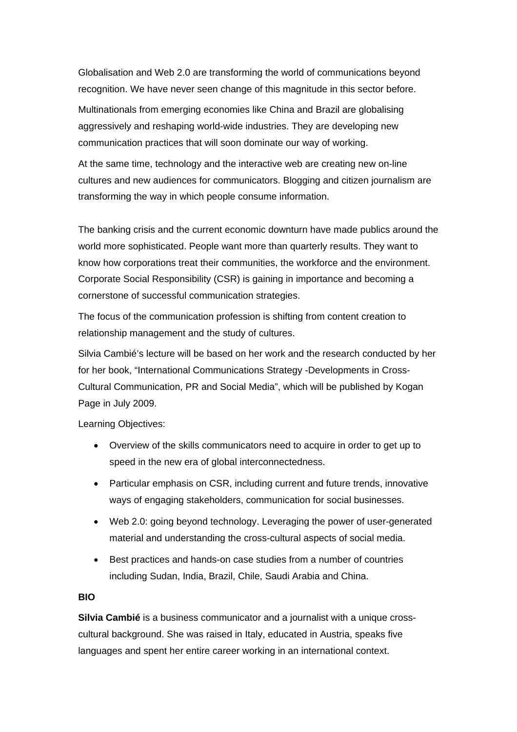Globalisation and Web 2.0 are transforming the world of communications beyond recognition. We have never seen change of this magnitude in this sector before.

Multinationals from emerging economies like China and Brazil are globalising aggressively and reshaping world-wide industries. They are developing new communication practices that will soon dominate our way of working.

At the same time, technology and the interactive web are creating new on-line cultures and new audiences for communicators. Blogging and citizen journalism are transforming the way in which people consume information.

The banking crisis and the current economic downturn have made publics around the world more sophisticated. People want more than quarterly results. They want to know how corporations treat their communities, the workforce and the environment. Corporate Social Responsibility (CSR) is gaining in importance and becoming a cornerstone of successful communication strategies.

The focus of the communication profession is shifting from content creation to relationship management and the study of cultures.

Silvia Cambié's lecture will be based on her work and the research conducted by her for her book, "International Communications Strategy -Developments in Cross-Cultural Communication, PR and Social Media", which will be published by Kogan Page in July 2009.

Learning Objectives:

- Overview of the skills communicators need to acquire in order to get up to speed in the new era of global interconnectedness.
- Particular emphasis on CSR, including current and future trends, innovative ways of engaging stakeholders, communication for social businesses.
- Web 2.0: going beyond technology. Leveraging the power of user-generated material and understanding the cross-cultural aspects of social media.
- Best practices and hands-on case studies from a number of countries including Sudan, India, Brazil, Chile, Saudi Arabia and China.

**BIO**

**Silvia Cambié** is a business communicator and a journalist with a unique cross-cultural background. She was raised in Italy, educated in Austria, speaks five languages and spent her entire career working in an international context.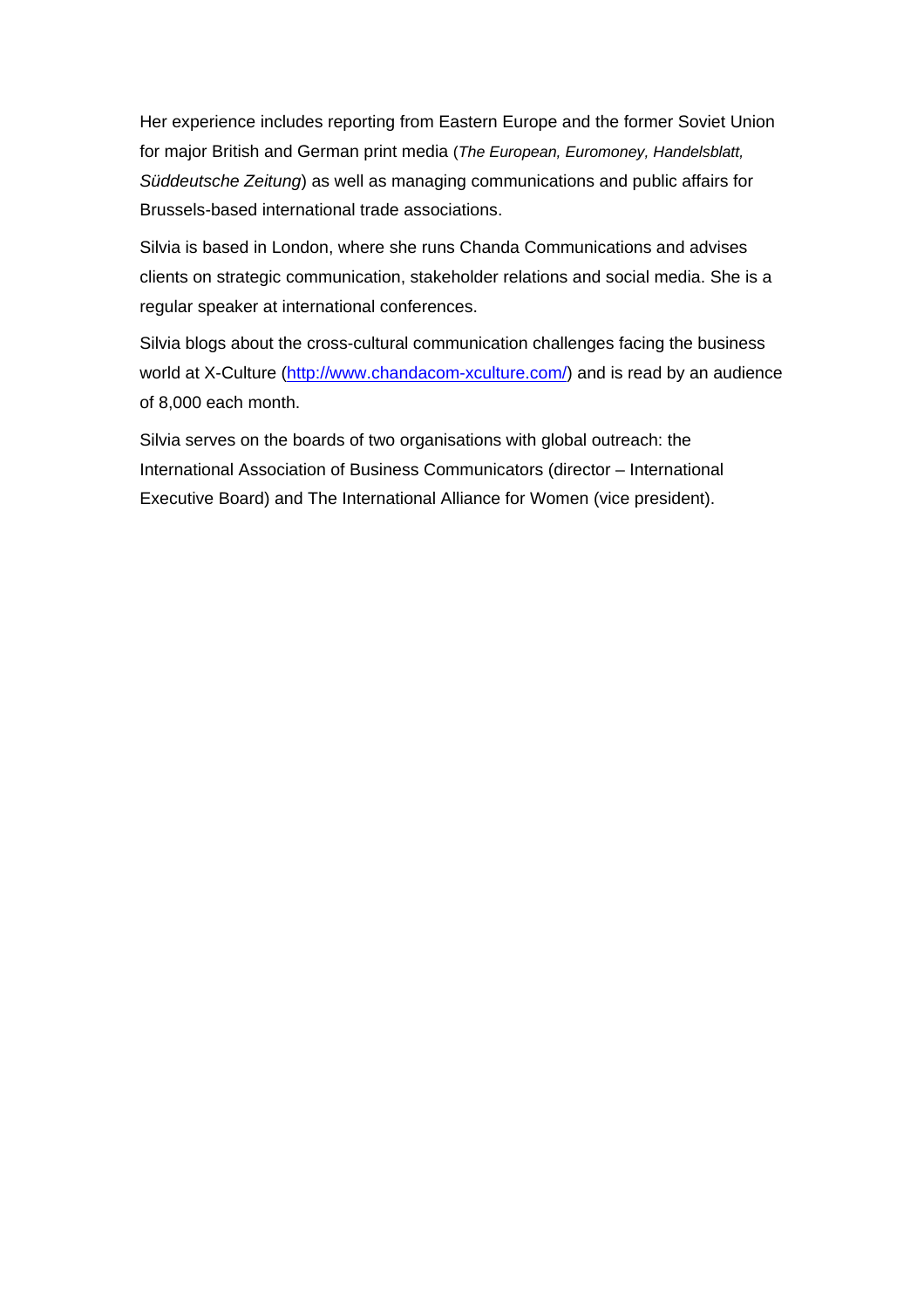Her experience includes reporting from Eastern Europe and the former Soviet Union for major British and German print media (*The European, Euromoney, Handelsblatt, Süddeutsche Zeitung*) as well as managing communications and public affairs for Brussels-based international trade associations.

Silvia is based in London, where she runs Chanda Communications and advises clients on strategic communication, stakeholder relations and social media. She is a regular speaker at international conferences.

Silvia blogs about the cross-cultural communication challenges facing the business world at X-Culture ([http://www.chandacom-xculture.com/](http://www.chandacom-xculture.com/)) and is read by an audience of 8,000 each month.

Silvia serves on the boards of two organisations with global outreach: the International Association of Business Communicators (director – International Executive Board) and The International Alliance for Women (vice president).